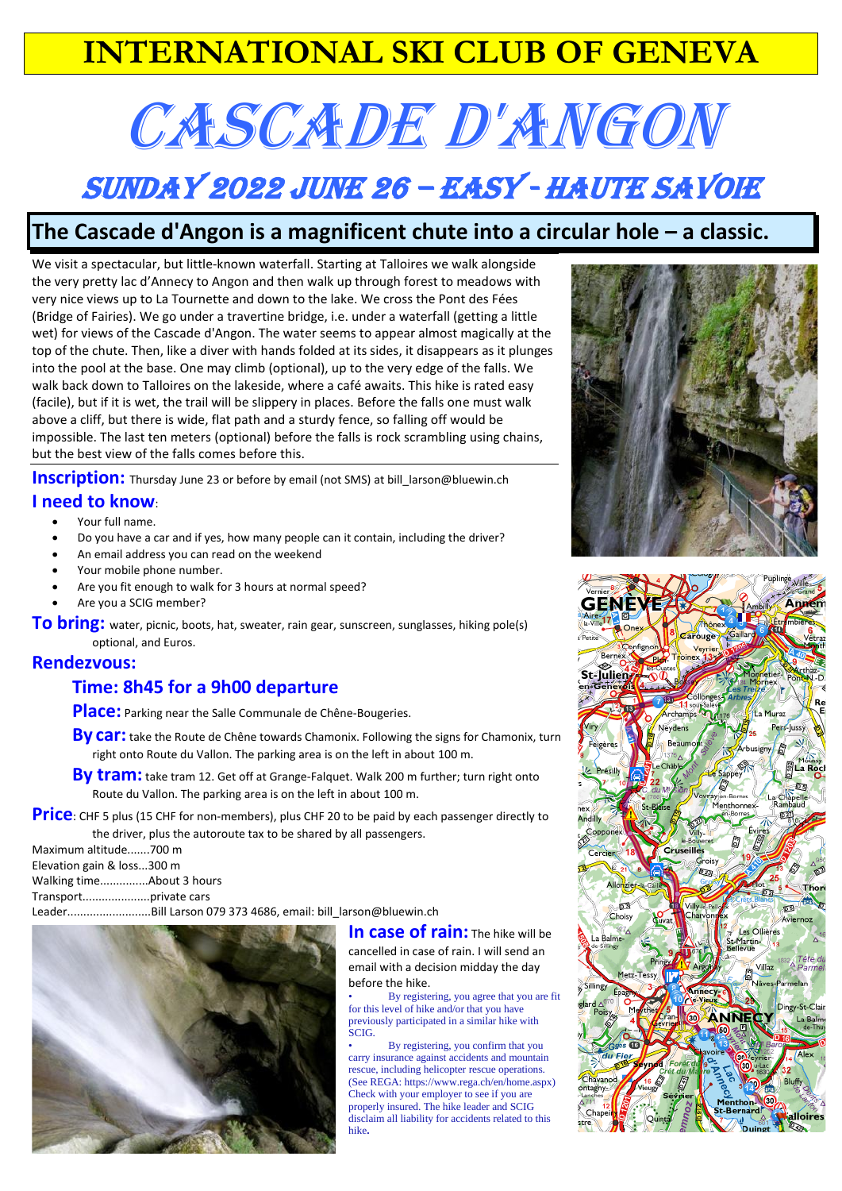# INTERNATIONAL SKI CLUB OF GENEVA

# CASCADE D'ANGON

## SUNDAY 2022 JUNE 26 – EASY - HAUTE SAVOIE

## The Cascade d'Angon is a magnificent chute into a circular hole – a classic.

We visit a spectacular, but little-known waterfall. Starting at Talloires we walk alongside the very pretty lac d'Annecy to Angon and then walk up through forest to meadows with very nice views up to La Tournette and down to the lake. We cross the Pont des Fées (Bridge of Fairies). We go under a travertine bridge, i.e. under a waterfall (getting a little wet) for views of the Cascade d'Angon. The water seems to appear almost magically at the top of the chute. Then, like a diver with hands folded at its sides, it disappears as it plunges into the pool at the base. One may climb (optional), up to the very edge of the falls. We walk back down to Talloires on the lakeside, where a café awaits. This hike is rated easy (facile), but if it is wet, the trail will be slippery in places. Before the falls one must walk above a cliff, but there is wide, flat path and a sturdy fence, so falling off would be impossible. The last ten meters (optional) before the falls is rock scrambling using chains, but the best view of the falls comes before this.

**Inscription:** Thursday June 23 or before by email (not SMS) at bill_larson@bluewin.ch

**I need to know**:

- Your full name.
- Do you have a car and if yes, how many people can it contain, including the driver?
- An email address you can read on the weekend
- Your mobile phone number.
- Are you fit enough to walk for 3 hours at normal speed?
- Are you a SCIG member?

**To bring:** water, picnic, boots, hat, sweater, rain gear, sunscreen, sunglasses, hiking pole(s) optional, and Euros.

**Rendezvous:**

**Time: 8h45 for a 9h00 departure**

**Place:** Parking near the Salle Communale de Chêne-Bougeries.

**By car:** take the Route de Chêne towards Chamonix. Following the signs for Chamonix, turn right onto Route du Vallon. The parking area is on the left in about 100 m.

**By tram:** take tram 12. Get off at Grange-Falquet. Walk 200 m further; turn right onto Route du Vallon. The parking area is on the left in about 100 m.

**Price**: CHF 5 plus (15 CHF for non-members), plus CHF 20 to be paid by each passenger directly to the driver, plus the autoroute tax to be shared by all passengers.

Maximum altitude.......700 m
Elevation gain & loss...300 m
Walking time...............About 3 hours
Transport.....................private cars
Leader..........................Bill Larson 079 373 4686, email: bill_larson@bluewin.ch

**In case of rain:** The hike will be cancelled in case of rain. I will send an email with a decision midday the day before the hike.

- By registering, you agree that you are fit for this level of hike and/or that you have previously participated in a similar hike with SCIG.
- By registering, you confirm that you carry insurance against accidents and mountain rescue, including helicopter rescue operations. (See REGA: https://www.rega.ch/en/home.aspx) Check with your employer to see if you are properly insured. The hike leader and SCIG disclaim all liability for accidents related to this hike.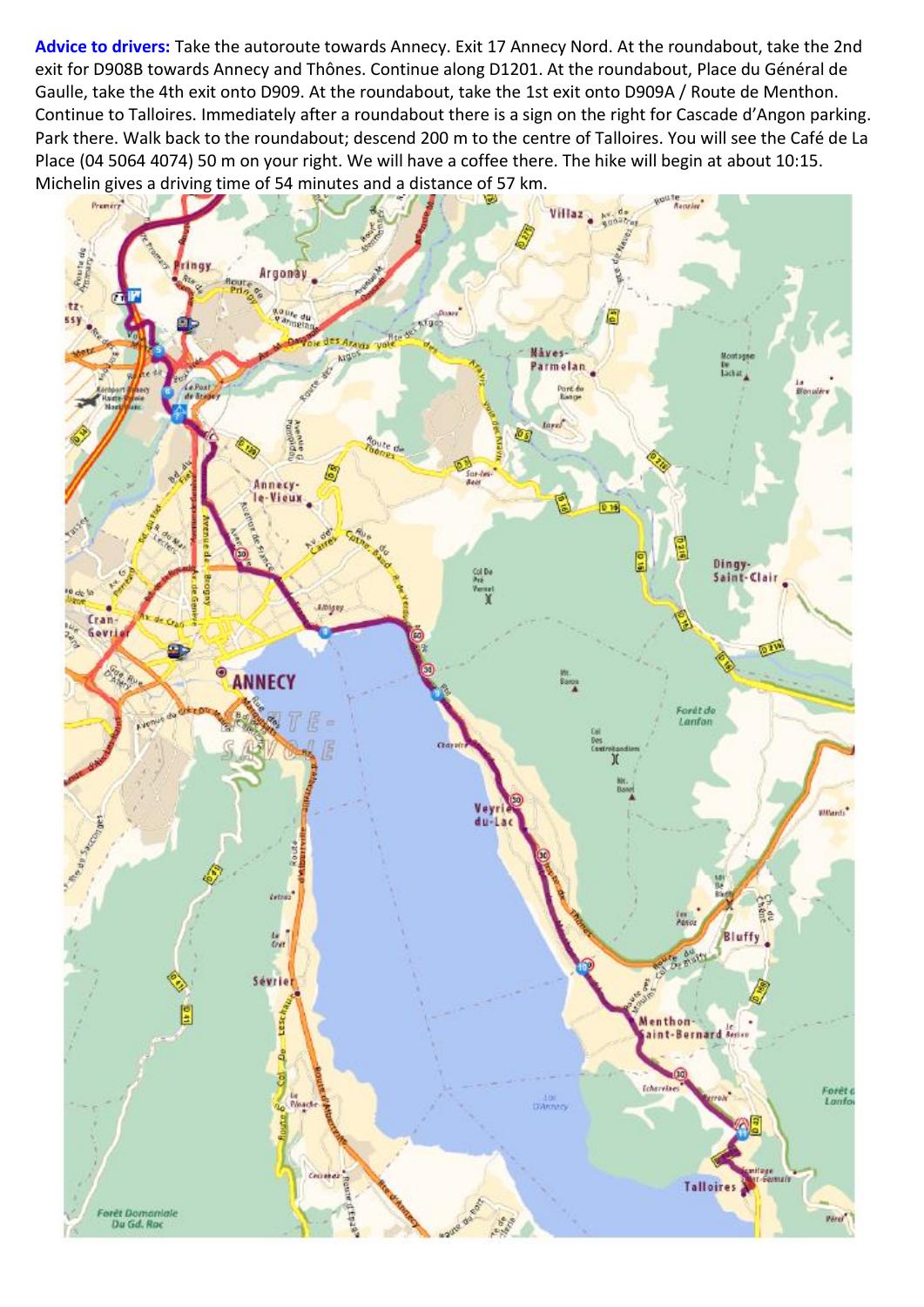**Advice to drivers:** Take the autoroute towards Annecy. Exit 17 Annecy Nord. At the roundabout, take the 2nd exit for D908B towards Annecy and Thônes. Continue along D1201. At the roundabout, Place du Général de Gaulle, take the 4th exit onto D909. At the roundabout, take the 1st exit onto D909A / Route de Menthon. Continue to Talloires. Immediately after a roundabout there is a sign on the right for Cascade d'Angon parking. Park there. Walk back to the roundabout; descend 200 m to the centre of Talloires. You will see the Café de La Place (04 5064 4074) 50 m on your right. We will have a coffee there. The hike will begin at about 10:15. Michelin gives a driving time of 54 minutes and a distance of 57 km.